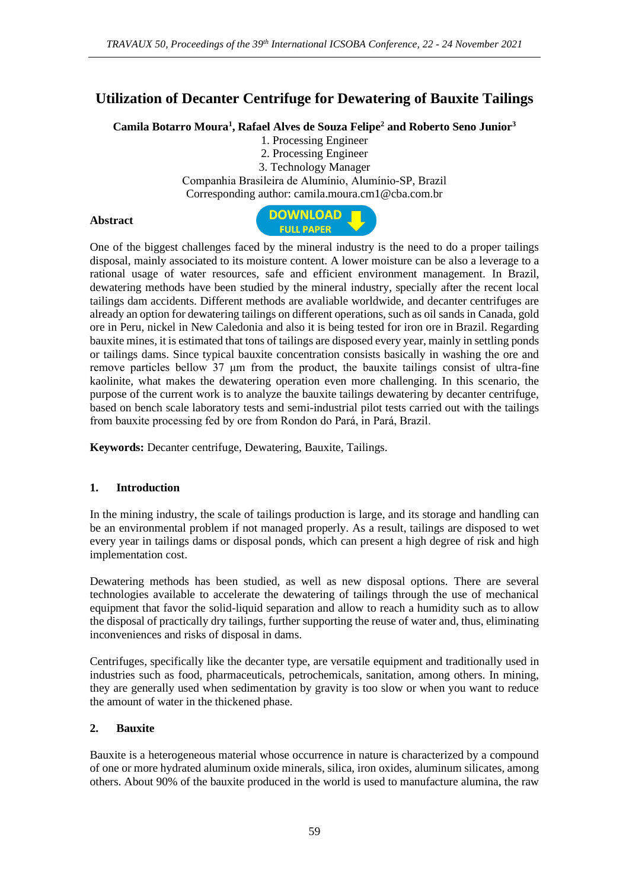# Utilization of Decanter Centrifuge for Dewatering of Bauxite Tailings

**Camila Botarro Moura[1], Rafael Alves de Souza Felipe[2] and Roberto Seno Junior[3]**

1. Processing Engineer
2. Processing Engineer
3. Technology Manager

Companhia Brasileira de Alumínio, Alumínio-SP, Brazil
Corresponding author: camila.moura.cm1@cba.com.br

**Abstract**

One of the biggest challenges faced by the mineral industry is the need to do a proper tailings disposal, mainly associated to its moisture content. A lower moisture can be also a leverage to a rational usage of water resources, safe and efficient environment management. In Brazil, dewatering methods have been studied by the mineral industry, specially after the recent local tailings dam accidents. Different methods are avaliable worldwide, and decanter centrifuges are already an option for dewatering tailings on different operations, such as oil sands in Canada, gold ore in Peru, nickel in New Caledonia and also it is being tested for iron ore in Brazil. Regarding bauxite mines, it is estimated that tons of tailings are disposed every year, mainly in settling ponds or tailings dams. Since typical bauxite concentration consists basically in washing the ore and remove particles bellow 37 µm from the product, the bauxite tailings consist of ultra-fine kaolinite, what makes the dewatering operation even more challenging. In this scenario, the purpose of the current work is to analyze the bauxite tailings dewatering by decanter centrifuge, based on bench scale laboratory tests and semi-industrial pilot tests carried out with the tailings from bauxite processing fed by ore from Rondon do Pará, in Pará, Brazil.

**Keywords:** Decanter centrifuge, Dewatering, Bauxite, Tailings.

## 1. Introduction

In the mining industry, the scale of tailings production is large, and its storage and handling can be an environmental problem if not managed properly. As a result, tailings are disposed to wet every year in tailings dams or disposal ponds, which can present a high degree of risk and high implementation cost.

Dewatering methods has been studied, as well as new disposal options. There are several technologies available to accelerate the dewatering of tailings through the use of mechanical equipment that favor the solid-liquid separation and allow to reach a humidity such as to allow the disposal of practically dry tailings, further supporting the reuse of water and, thus, eliminating inconveniences and risks of disposal in dams.

Centrifuges, specifically like the decanter type, are versatile equipment and traditionally used in industries such as food, pharmaceuticals, petrochemicals, sanitation, among others. In mining, they are generally used when sedimentation by gravity is too slow or when you want to reduce the amount of water in the thickened phase.

## 2. Bauxite

Bauxite is a heterogeneous material whose occurrence in nature is characterized by a compound of one or more hydrated aluminum oxide minerals, silica, iron oxides, aluminum silicates, among others. About 90% of the bauxite produced in the world is used to manufacture alumina, the raw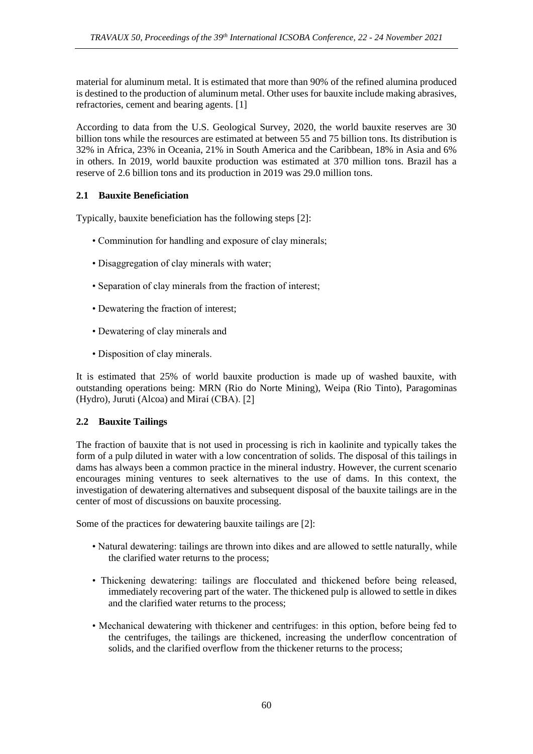material for aluminum metal. It is estimated that more than 90% of the refined alumina produced is destined to the production of aluminum metal. Other uses for bauxite include making abrasives, refractories, cement and bearing agents. [1]

According to data from the U.S. Geological Survey, 2020, the world bauxite reserves are 30 billion tons while the resources are estimated at between 55 and 75 billion tons. Its distribution is 32% in Africa, 23% in Oceania, 21% in South America and the Caribbean, 18% in Asia and 6% in others. In 2019, world bauxite production was estimated at 370 million tons. Brazil has a reserve of 2.6 billion tons and its production in 2019 was 29.0 million tons.

### 2.1 Bauxite Beneficiation

Typically, bauxite beneficiation has the following steps [2]:

- Comminution for handling and exposure of clay minerals;
- Disaggregation of clay minerals with water;
- Separation of clay minerals from the fraction of interest;
- Dewatering the fraction of interest;
- Dewatering of clay minerals and
- Disposition of clay minerals.

It is estimated that 25% of world bauxite production is made up of washed bauxite, with outstanding operations being: MRN (Rio do Norte Mining), Weipa (Rio Tinto), Paragominas (Hydro), Juruti (Alcoa) and Miraí (CBA). [2]

### 2.2 Bauxite Tailings

The fraction of bauxite that is not used in processing is rich in kaolinite and typically takes the form of a pulp diluted in water with a low concentration of solids. The disposal of this tailings in dams has always been a common practice in the mineral industry. However, the current scenario encourages mining ventures to seek alternatives to the use of dams. In this context, the investigation of dewatering alternatives and subsequent disposal of the bauxite tailings are in the center of most of discussions on bauxite processing.

Some of the practices for dewatering bauxite tailings are [2]:

- Natural dewatering: tailings are thrown into dikes and are allowed to settle naturally, while the clarified water returns to the process;
- Thickening dewatering: tailings are flocculated and thickened before being released, immediately recovering part of the water. The thickened pulp is allowed to settle in dikes and the clarified water returns to the process;
- Mechanical dewatering with thickener and centrifuges: in this option, before being fed to the centrifuges, the tailings are thickened, increasing the underflow concentration of solids, and the clarified overflow from the thickener returns to the process;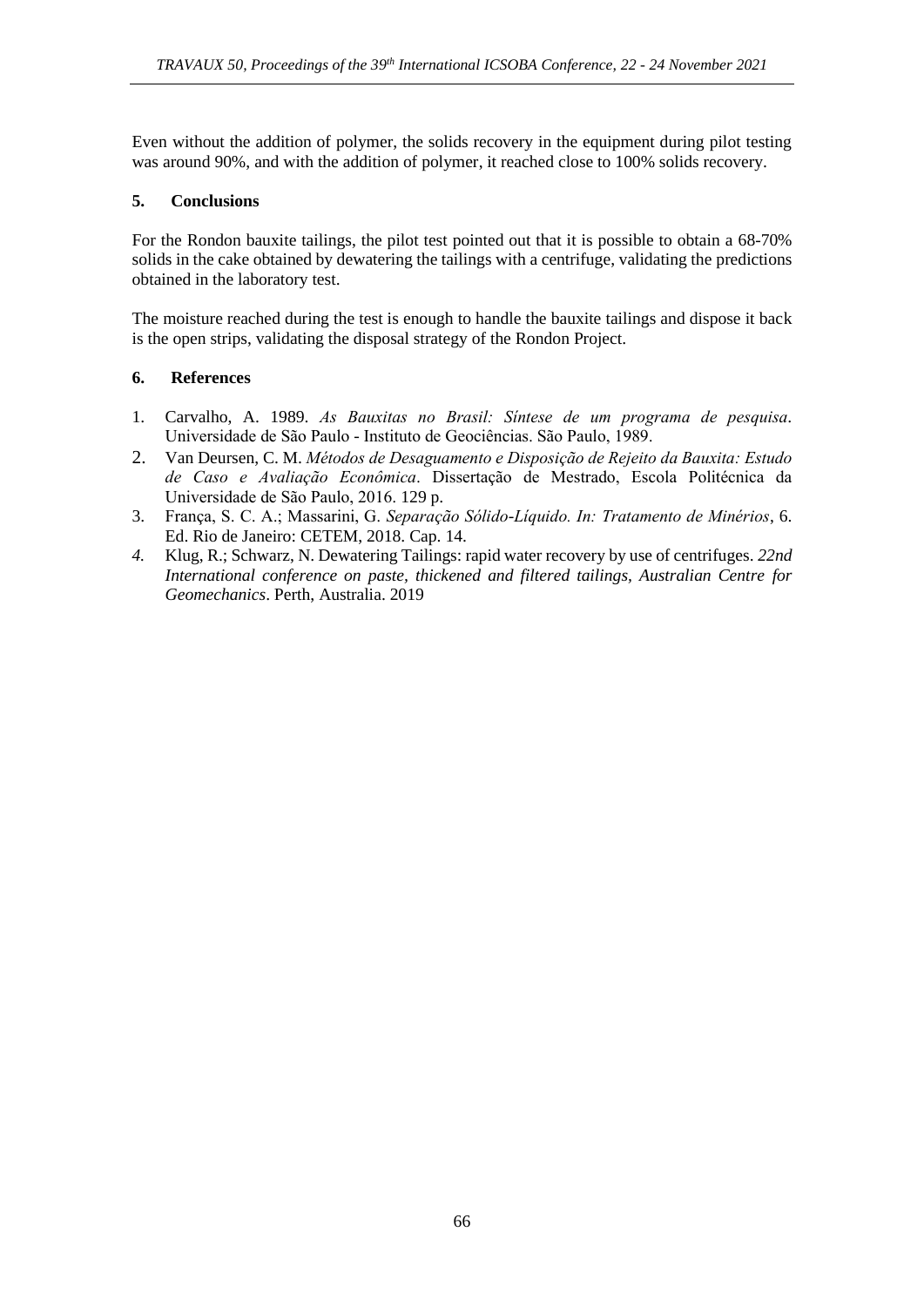Even without the addition of polymer, the solids recovery in the equipment during pilot testing was around 90%, and with the addition of polymer, it reached close to 100% solids recovery.

## 5. Conclusions

For the Rondon bauxite tailings, the pilot test pointed out that it is possible to obtain a 68-70% solids in the cake obtained by dewatering the tailings with a centrifuge, validating the predictions obtained in the laboratory test.

The moisture reached during the test is enough to handle the bauxite tailings and dispose it back is the open strips, validating the disposal strategy of the Rondon Project.

## 6. References

1. Carvalho, A. 1989. *As Bauxitas no Brasil: Síntese de um programa de pesquisa*. Universidade de São Paulo - Instituto de Geociências. São Paulo, 1989.
2. Van Deursen, C. M. *Métodos de Desaguamento e Disposição de Rejeito da Bauxita: Estudo de Caso e Avaliação Econômica*. Dissertação de Mestrado, Escola Politécnica da Universidade de São Paulo, 2016. 129 p.
3. França, S. C. A.; Massarini, G. *Separação Sólido-Líquido. In: Tratamento de Minérios*, 6. Ed. Rio de Janeiro: CETEM, 2018. Cap. 14.
4. Klug, R.; Schwarz, N. Dewatering Tailings: rapid water recovery by use of centrifuges. *22nd International conference on paste, thickened and filtered tailings, Australian Centre for Geomechanics*. Perth, Australia. 2019